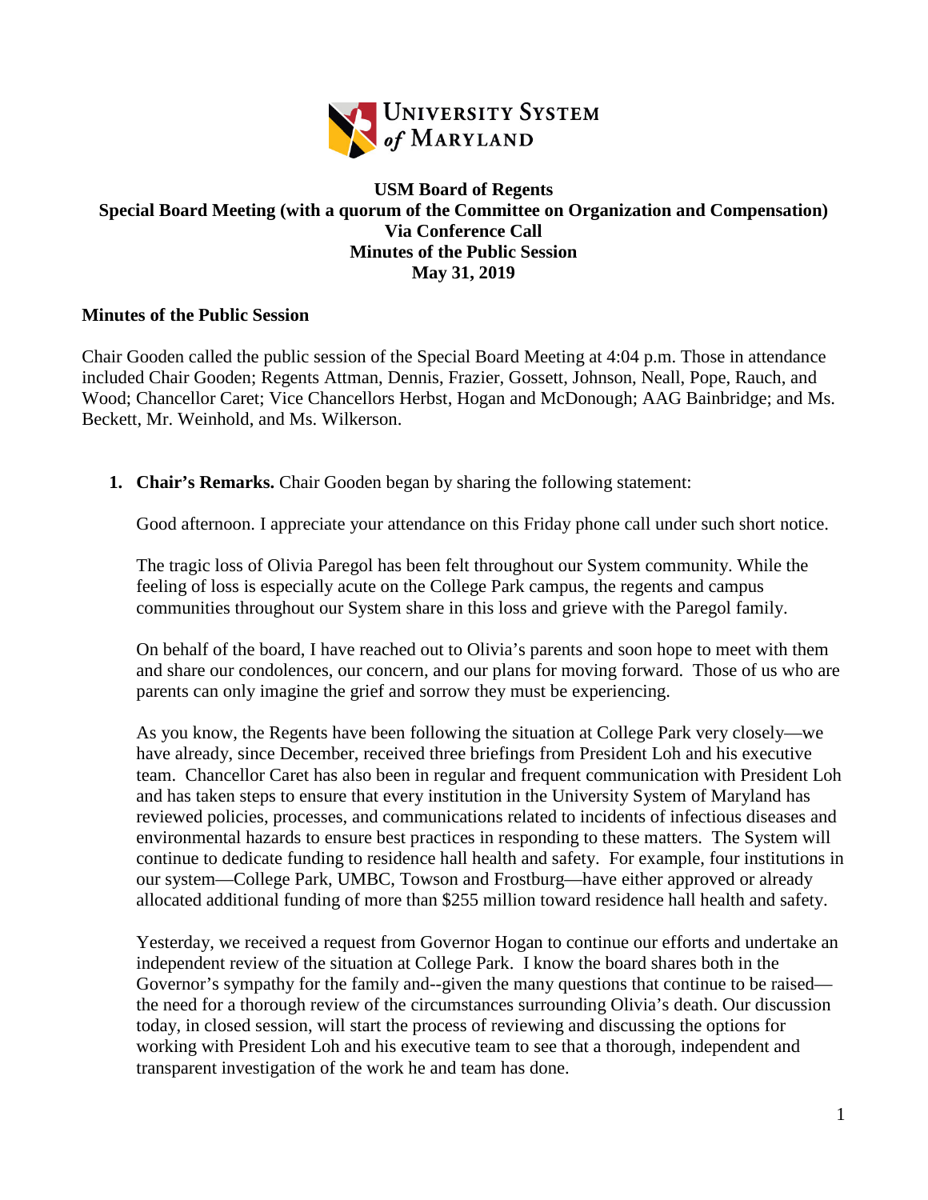# USM Board of Regents
## Special Board Meeting (with a quorum of the Committee on Organization and Compensation)
## Via Conference Call
## Minutes of the Public Session
## May 31, 2019

**Minutes of the Public Session**

Chair Gooden called the public session of the Special Board Meeting at 4:04 p.m. Those in attendance included Chair Gooden; Regents Attman, Dennis, Frazier, Gossett, Johnson, Neall, Pope, Rauch, and Wood; Chancellor Caret; Vice Chancellors Herbst, Hogan and McDonough; AAG Bainbridge; and Ms. Beckett, Mr. Weinhold, and Ms. Wilkerson.

1. **Chair's Remarks.** Chair Gooden began by sharing the following statement:

   Good afternoon. I appreciate your attendance on this Friday phone call under such short notice.

   The tragic loss of Olivia Paregol has been felt throughout our System community. While the feeling of loss is especially acute on the College Park campus, the regents and campus communities throughout our System share in this loss and grieve with the Paregol family.

   On behalf of the board, I have reached out to Olivia's parents and soon hope to meet with them and share our condolences, our concern, and our plans for moving forward. Those of us who are parents can only imagine the grief and sorrow they must be experiencing.

   As you know, the Regents have been following the situation at College Park very closely—we have already, since December, received three briefings from President Loh and his executive team. Chancellor Caret has also been in regular and frequent communication with President Loh and has taken steps to ensure that every institution in the University System of Maryland has reviewed policies, processes, and communications related to incidents of infectious diseases and environmental hazards to ensure best practices in responding to these matters. The System will continue to dedicate funding to residence hall health and safety. For example, four institutions in our system—College Park, UMBC, Towson and Frostburg—have either approved or already allocated additional funding of more than $255 million toward residence hall health and safety.

   Yesterday, we received a request from Governor Hogan to continue our efforts and undertake an independent review of the situation at College Park. I know the board shares both in the Governor's sympathy for the family and--given the many questions that continue to be raised—the need for a thorough review of the circumstances surrounding Olivia's death. Our discussion today, in closed session, will start the process of reviewing and discussing the options for working with President Loh and his executive team to see that a thorough, independent and transparent investigation of the work he and team has done.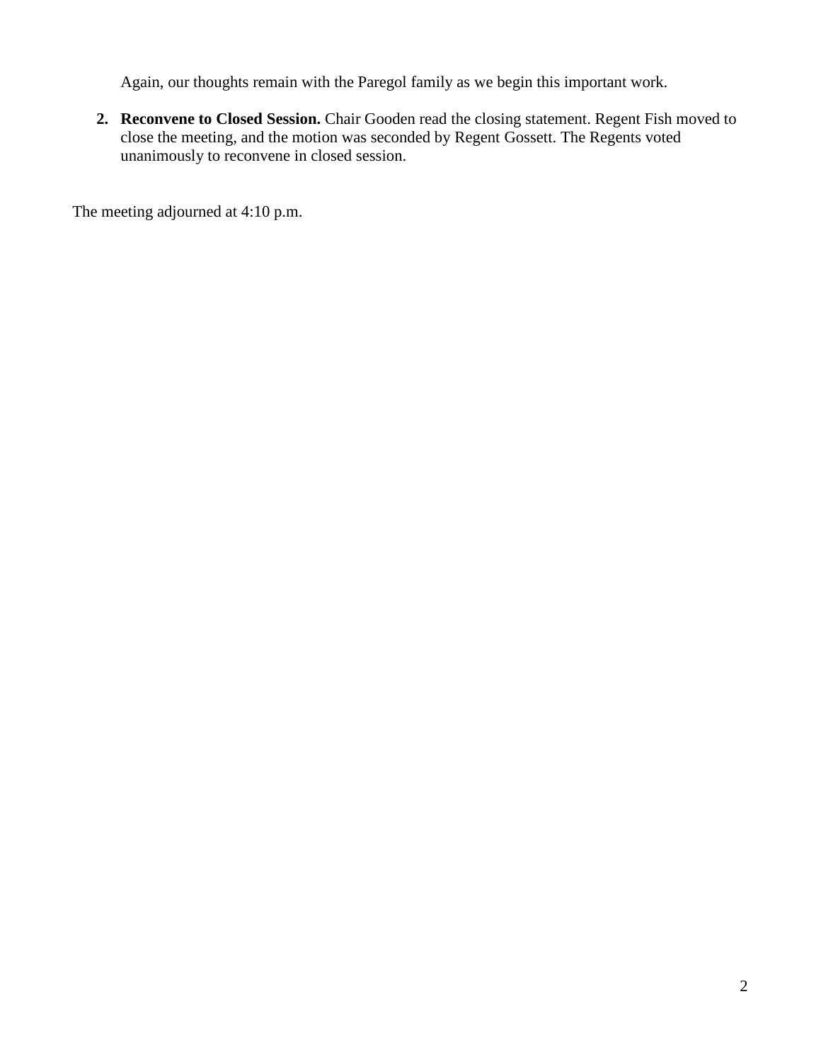Again, our thoughts remain with the Paregol family as we begin this important work.

2. **Reconvene to Closed Session.** Chair Gooden read the closing statement. Regent Fish moved to close the meeting, and the motion was seconded by Regent Gossett. The Regents voted unanimously to reconvene in closed session.

The meeting adjourned at 4:10 p.m.